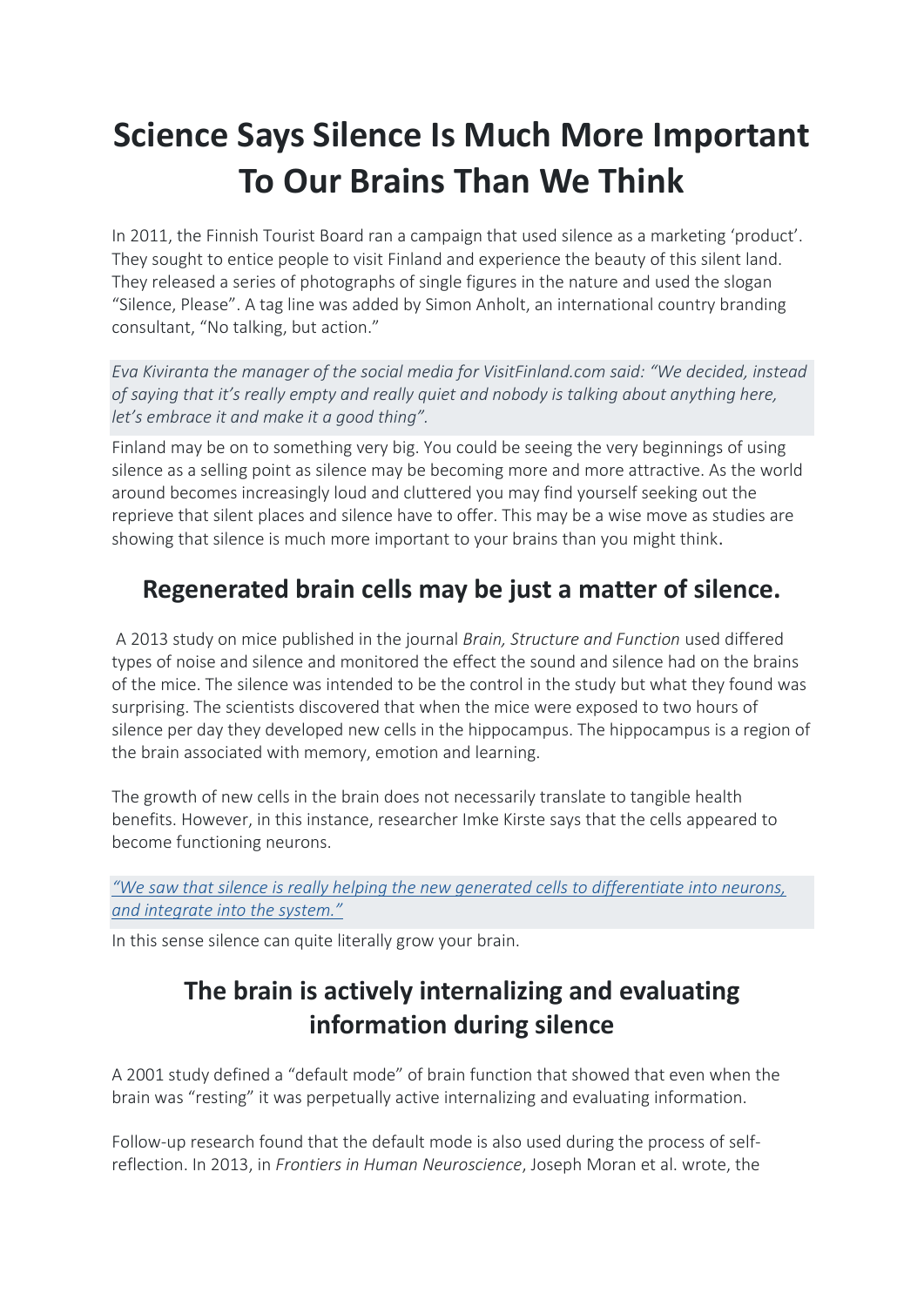# Science Says Silence Is Much More Important To Our Brains Than We Think

In 2011, the Finnish Tourist Board ran a campaign that used silence as a marketing 'product'. They sought to entice people to visit Finland and experience the beauty of this silent land. They released a series of photographs of single figures in the nature and used the slogan "Silence, Please". A tag line was added by Simon Anholt, an international country branding consultant, "No talking, but action."

*Eva Kiviranta the manager of the social media for VisitFinland.com said: "We decided, instead of saying that it's really empty and really quiet and nobody is talking about anything here, let's embrace it and make it a good thing".*

Finland may be on to something very big. You could be seeing the very beginnings of using silence as a selling point as silence may be becoming more and more attractive. As the world around becomes increasingly loud and cluttered you may find yourself seeking out the reprieve that silent places and silence have to offer. This may be a wise move as studies are showing that silence is much more important to your brains than you might think.

## Regenerated brain cells may be just a matter of silence.

A 2013 study on mice published in the journal *Brain, Structure and Function* used differed types of noise and silence and monitored the effect the sound and silence had on the brains of the mice. The silence was intended to be the control in the study but what they found was surprising. The scientists discovered that when the mice were exposed to two hours of silence per day they developed new cells in the hippocampus. The hippocampus is a region of the brain associated with memory, emotion and learning.

The growth of new cells in the brain does not necessarily translate to tangible health benefits. However, in this instance, researcher Imke Kirste says that the cells appeared to become functioning neurons.

*"We saw that silence is really helping the new generated cells to differentiate into neurons, and integrate into the system."*

In this sense silence can quite literally grow your brain.

## The brain is actively internalizing and evaluating information during silence

A 2001 study defined a "default mode" of brain function that showed that even when the brain was "resting" it was perpetually active internalizing and evaluating information.

Follow-up research found that the default mode is also used during the process of self-reflection. In 2013, in *Frontiers in Human Neuroscience*, Joseph Moran et al. wrote, the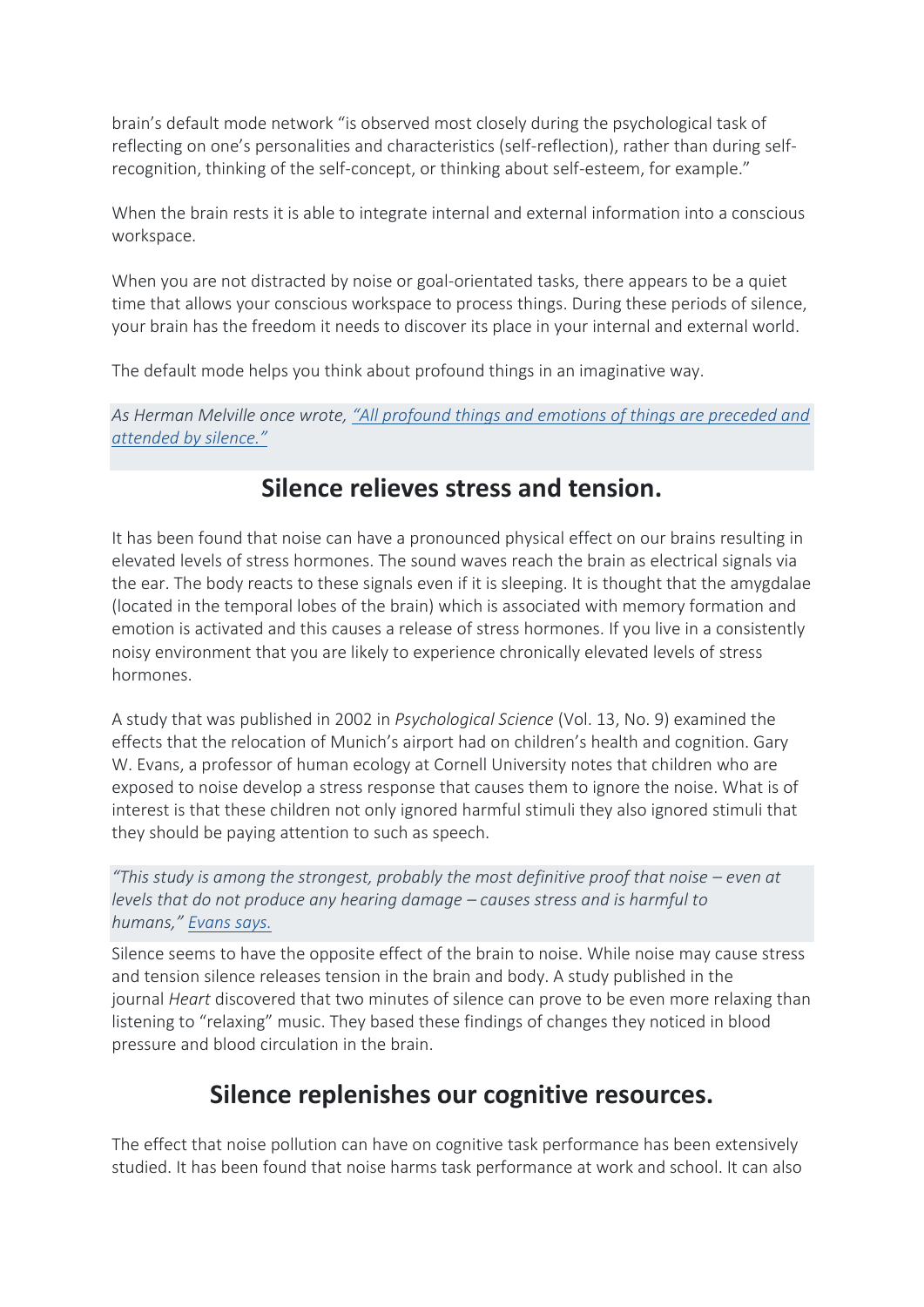brain's default mode network "is observed most closely during the psychological task of reflecting on one's personalities and characteristics (self-reflection), rather than during self-recognition, thinking of the self-concept, or thinking about self-esteem, for example."

When the brain rests it is able to integrate internal and external information into a conscious workspace.

When you are not distracted by noise or goal-orientated tasks, there appears to be a quiet time that allows your conscious workspace to process things. During these periods of silence, your brain has the freedom it needs to discover its place in your internal and external world.

The default mode helps you think about profound things in an imaginative way.

> *As Herman Melville once wrote, "All profound things and emotions of things are preceded and attended by silence."*

## Silence relieves stress and tension.

It has been found that noise can have a pronounced physical effect on our brains resulting in elevated levels of stress hormones. The sound waves reach the brain as electrical signals via the ear. The body reacts to these signals even if it is sleeping. It is thought that the amygdalae (located in the temporal lobes of the brain) which is associated with memory formation and emotion is activated and this causes a release of stress hormones. If you live in a consistently noisy environment that you are likely to experience chronically elevated levels of stress hormones.

A study that was published in 2002 in *Psychological Science* (Vol. 13, No. 9) examined the effects that the relocation of Munich's airport had on children's health and cognition. Gary W. Evans, a professor of human ecology at Cornell University notes that children who are exposed to noise develop a stress response that causes them to ignore the noise. What is of interest is that these children not only ignored harmful stimuli they also ignored stimuli that they should be paying attention to such as speech.

> *"This study is among the strongest, probably the most definitive proof that noise – even at levels that do not produce any hearing damage – causes stress and is harmful to humans," Evans says.*

Silence seems to have the opposite effect of the brain to noise. While noise may cause stress and tension silence releases tension in the brain and body. A study published in the journal *Heart* discovered that two minutes of silence can prove to be even more relaxing than listening to "relaxing" music. They based these findings of changes they noticed in blood pressure and blood circulation in the brain.

## Silence replenishes our cognitive resources.

The effect that noise pollution can have on cognitive task performance has been extensively studied. It has been found that noise harms task performance at work and school. It can also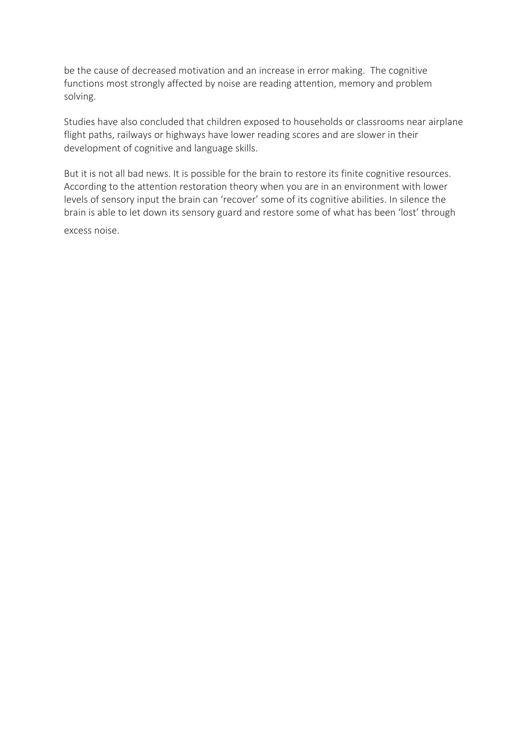be the cause of decreased motivation and an increase in error making. The cognitive functions most strongly affected by noise are reading attention, memory and problem solving.

Studies have also concluded that children exposed to households or classrooms near airplane flight paths, railways or highways have lower reading scores and are slower in their development of cognitive and language skills.

But it is not all bad news. It is possible for the brain to restore its finite cognitive resources. According to the attention restoration theory when you are in an environment with lower levels of sensory input the brain can 'recover' some of its cognitive abilities. In silence the brain is able to let down its sensory guard and restore some of what has been 'lost' through excess noise.